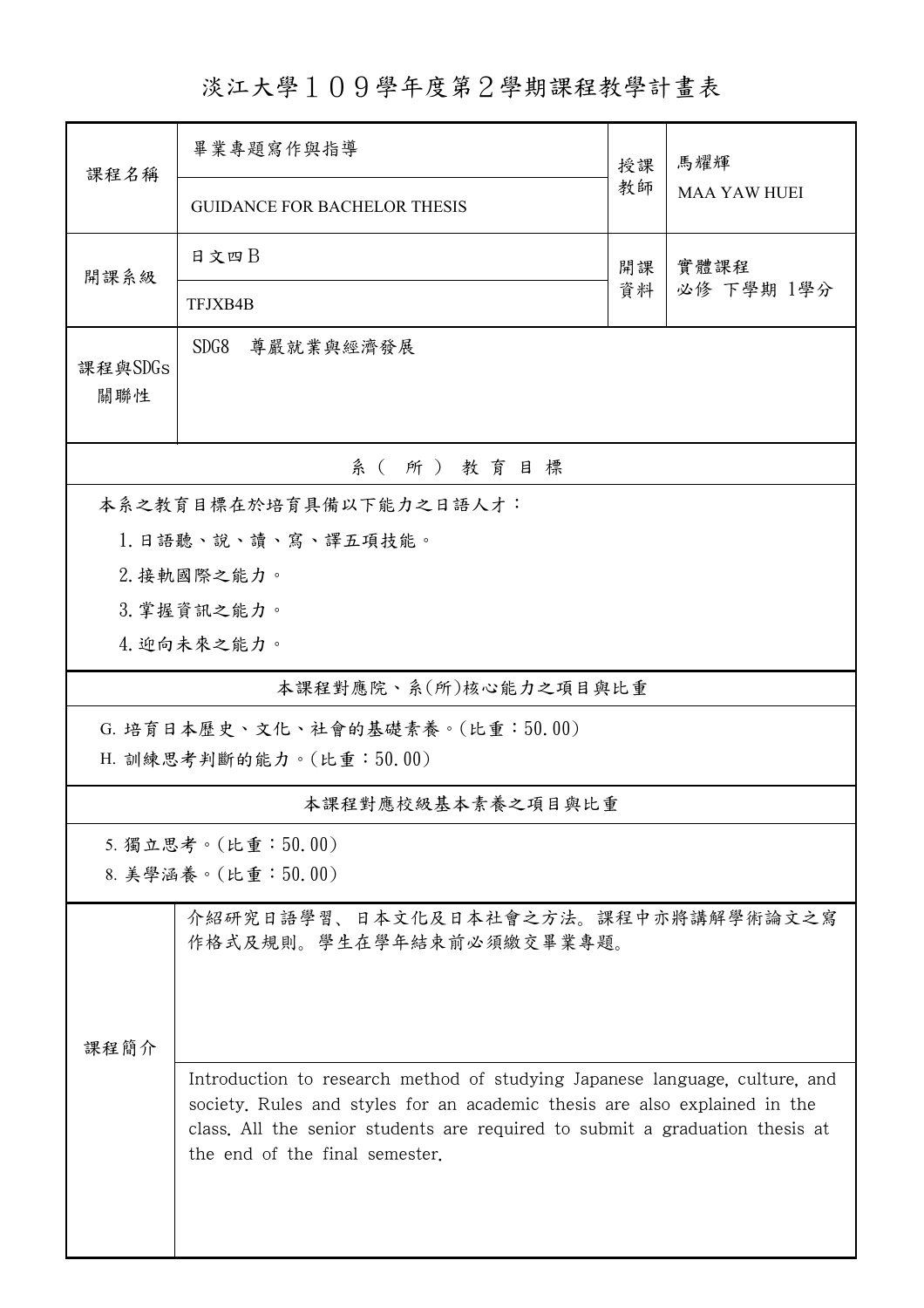# 淡江大學１０９學年度第２學期課程教學計畫表

| 課程名稱 | 畢業專題寫作與指導 | 授課教師 | 馬耀輝 |
|---|---|---|---|
| | GUIDANCE FOR BACHELOR THESIS | | MAA YAW HUEI |
| 開課系級 | 日文四Ｂ | 開課資料 | 實體課程<br>必修 下學期 1學分 |
| | TFJXB4B | | |
| 課程與SDGs關聯性 | SDG8 尊嚴就業與經濟發展 | | |

## 系（所）教育目標

本系之教育目標在於培育具備以下能力之日語人才：

1. 日語聽、說、讀、寫、譯五項技能。
2. 接軌國際之能力。
3. 掌握資訊之能力。
4. 迎向未來之能力。

## 本課程對應院、系(所)核心能力之項目與比重

G. 培育日本歷史、文化、社會的基礎素養。(比重：50.00)

H. 訓練思考判斷的能力。(比重：50.00)

## 本課程對應校級基本素養之項目與比重

5. 獨立思考。(比重：50.00)

8. 美學涵養。(比重：50.00)

## 課程簡介

介紹研究日語學習、日本文化及日本社會之方法。課程中亦將講解學術論文之寫作格式及規則。學生在學年結束前必須繳交畢業專題。

Introduction to research method of studying Japanese language, culture, and society. Rules and styles for an academic thesis are also explained in the class. All the senior students are required to submit a graduation thesis at the end of the final semester.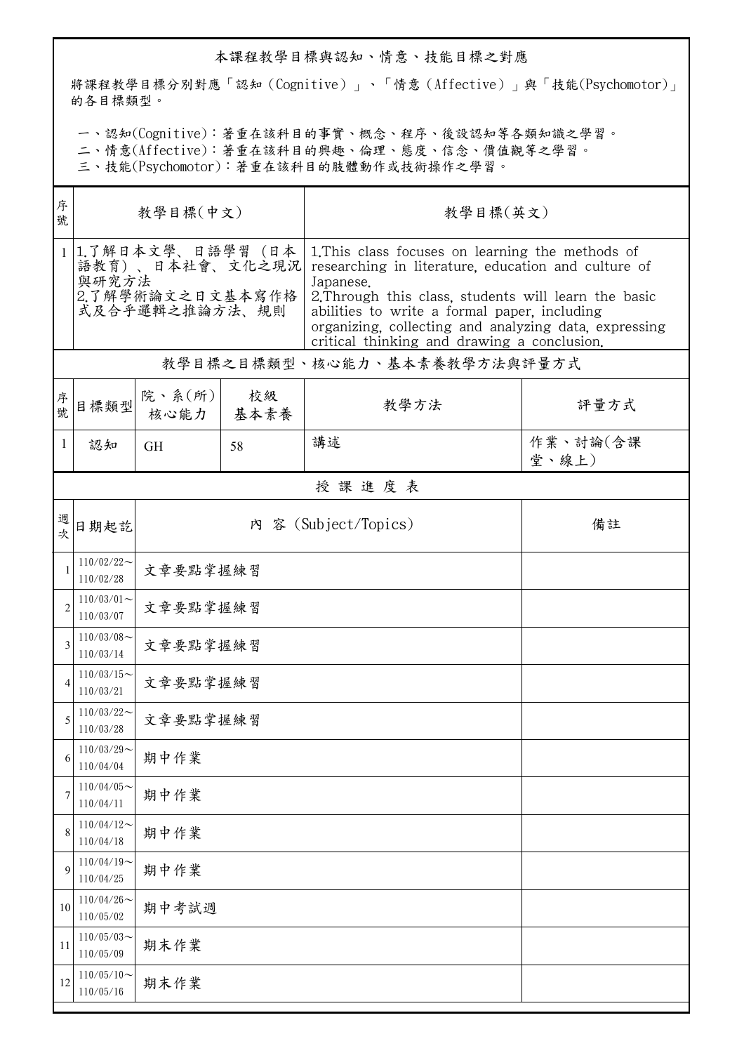## 本課程教學目標與認知、情意、技能目標之對應

將課程教學目標分別對應「認知（Cognitive）」、「情意（Affective）」與「技能(Psychomotor)」的各目標類型。

一、認知(Cognitive)：著重在該科目的事實、概念、程序、後設認知等各類知識之學習。
二、情意(Affective)：著重在該科目的興趣、倫理、態度、信念、價值觀等之學習。
三、技能(Psychomotor)：著重在該科目的肢體動作或技術操作之學習。

| 序號 | 教學目標(中文) | 教學目標(英文) |
|---|---|---|
| 1 | 1.了解日本文學、日語學習（日本語教育）、日本社會、文化之現況與研究方法<br>2.了解學術論文之日文基本寫作格式及合乎邏輯之推論方法、規則 | 1.This class focuses on learning the methods of researching in literature, education and culture of Japanese.<br>2.Through this class, students will learn the basic abilities to write a formal paper, including organizing, collecting and analyzing data, expressing critical thinking and drawing a conclusion. |

## 教學目標之目標類型、核心能力、基本素養教學方法與評量方式

| 序號 | 目標類型 | 院、系(所)核心能力 | 校級基本素養 | 教學方法 | 評量方式 |
|---|---|---|---|---|---|
| 1 | 認知 | GH | 58 | 講述 | 作業、討論(含課堂、線上) |

## 授課進度表

| 週次 | 日期起訖 | 內 容 (Subject/Topics) | 備註 |
|---|---|---|---|
| 1 | 110/02/22～110/02/28 | 文章要點掌握練習 | |
| 2 | 110/03/01～110/03/07 | 文章要點掌握練習 | |
| 3 | 110/03/08～110/03/14 | 文章要點掌握練習 | |
| 4 | 110/03/15～110/03/21 | 文章要點掌握練習 | |
| 5 | 110/03/22～110/03/28 | 文章要點掌握練習 | |
| 6 | 110/03/29～110/04/04 | 期中作業 | |
| 7 | 110/04/05～110/04/11 | 期中作業 | |
| 8 | 110/04/12～110/04/18 | 期中作業 | |
| 9 | 110/04/19～110/04/25 | 期中作業 | |
| 10 | 110/04/26～110/05/02 | 期中考試週 | |
| 11 | 110/05/03～110/05/09 | 期末作業 | |
| 12 | 110/05/10～110/05/16 | 期末作業 | |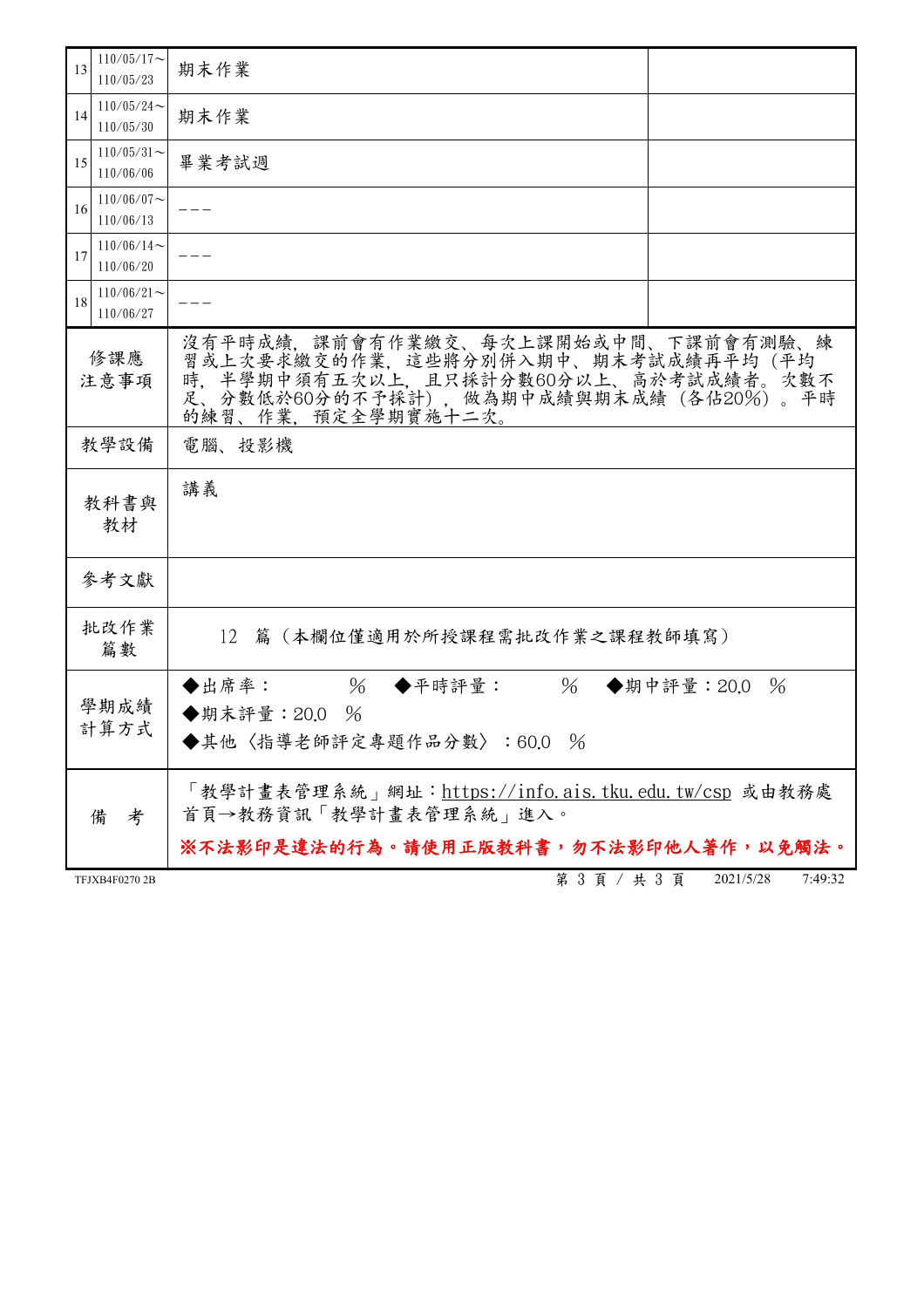| | | | |
|---|---|---|---|
| 13 | 110/05/17～110/05/23 | 期末作業 | |
| 14 | 110/05/24～110/05/30 | 期末作業 | |
| 15 | 110/05/31～110/06/06 | 畢業考試週 | |
| 16 | 110/06/07～110/06/13 | --- | |
| 17 | 110/06/14～110/06/20 | --- | |
| 18 | 110/06/21～110/06/27 | --- | |

| | |
|---|---|
| 修課應注意事項 | 沒有平時成績，課前會有作業繳交、每次上課開始或中間、下課前會有測驗、練習或上次要求繳交的作業，這些將分別併入期中、期末考試成績再平均（平均時，半學期中須有五次以上，且只採計分數60分以上、高於考試成績者。次數不足、分數低於60分的不予採計），做為期中成績與期末成績（各佔20%）。平時的練習、作業，預定全學期實施十二次。 |
| 教學設備 | 電腦、投影機 |
| 教科書與教材 | 講義 |
| 參考文獻 | |
| 批改作業篇數 | 12 篇（本欄位僅適用於所授課程需批改作業之課程教師填寫） |
| 學期成績計算方式 | ◆出席率：　　%　◆平時評量：　　%　◆期中評量：20.0 %<br>◆期末評量：20.0 %<br>◆其他〈指導老師評定專題作品分數〉：60.0 % |
| 備　考 | 「教學計畫表管理系統」網址：https://info.ais.tku.edu.tw/csp 或由教務處首頁→教務資訊「教學計畫表管理系統」進入。<br>**※不法影印是違法的行為。請使用正版教科書，勿不法影印他人著作，以免觸法。** |

TFJXB4F0270 2B　　2021/5/28　7:49:32